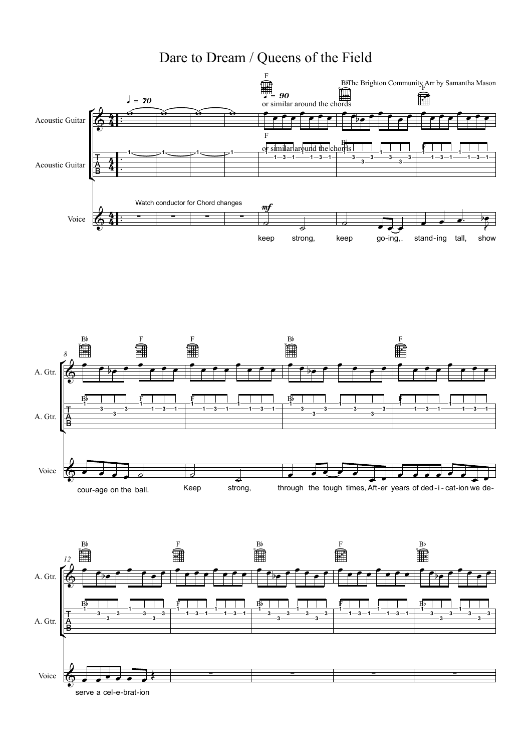# Dare to Dream / Queens of the Field

The Brighton Community Arr by Samantha Mason

Watch conductor for Chord changes

or similar around the chords

keep strong, keep go-ing, stand-ing tall, show cour-age on the ball. Keep strong, through the tough times, Aft-er years of ded-i-cat-ion we de-serve a cel-e-brat-ion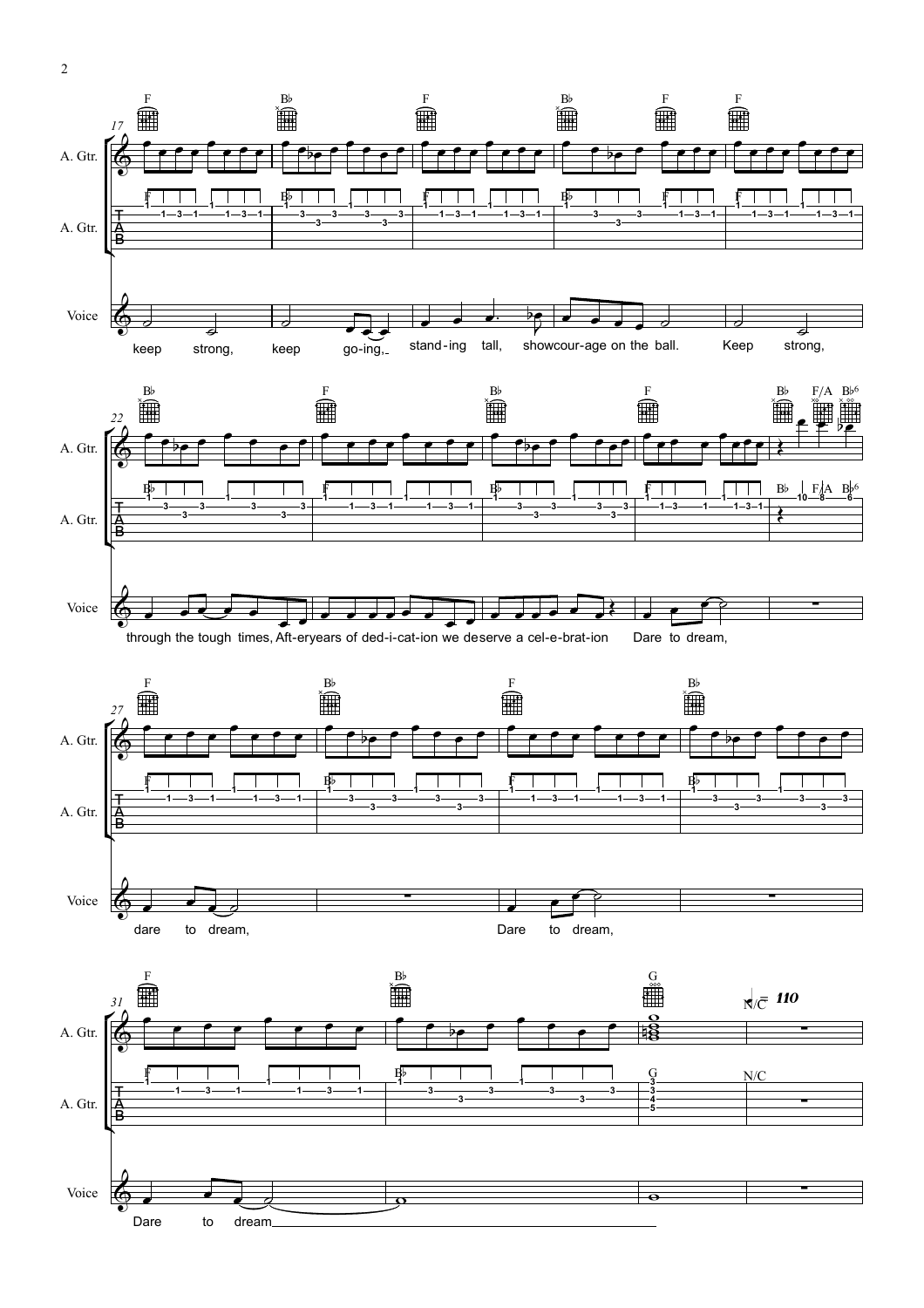A. Gtr.

A. Gtr.

Voice

F | B♭ | F | B♭ | F | F

keep strong, keep go-ing, stand-ing tall, show cour-age on the ball. Keep strong,

B♭ | F | B♭ | F | B♭ F/A B♭6

through the tough times, Aft-er years of ded-i-cat-ion we deserve a cel-e-brat-ion Dare to dream,

F | B♭ | F | B♭

dare to dream, Dare to dream,

F | B♭ | G | N/C ♩= 110

Dare to dream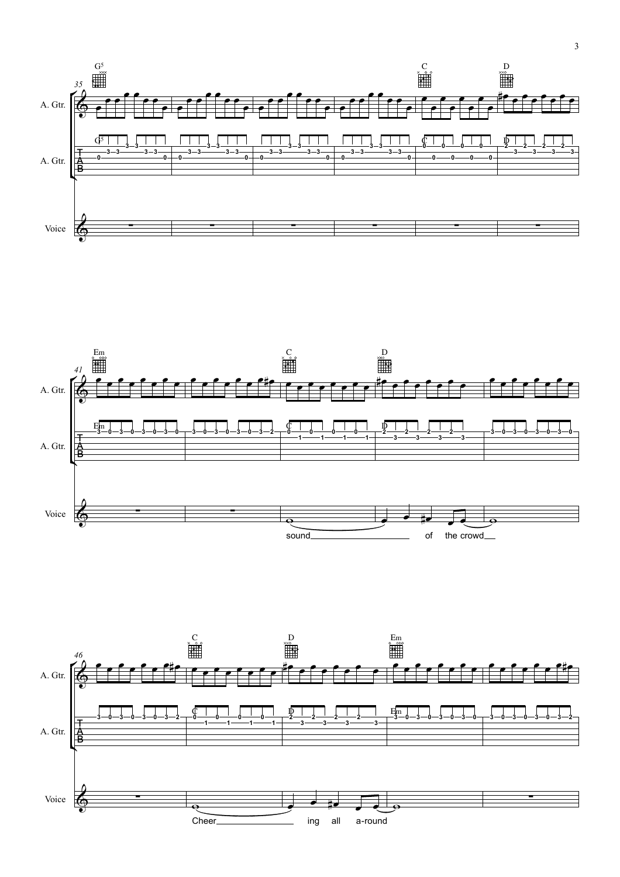A. Gtr.

A. Gtr.

Voice

G5 C D

Em C D

sound of the crowd

C D Em

Cheer ing all a-round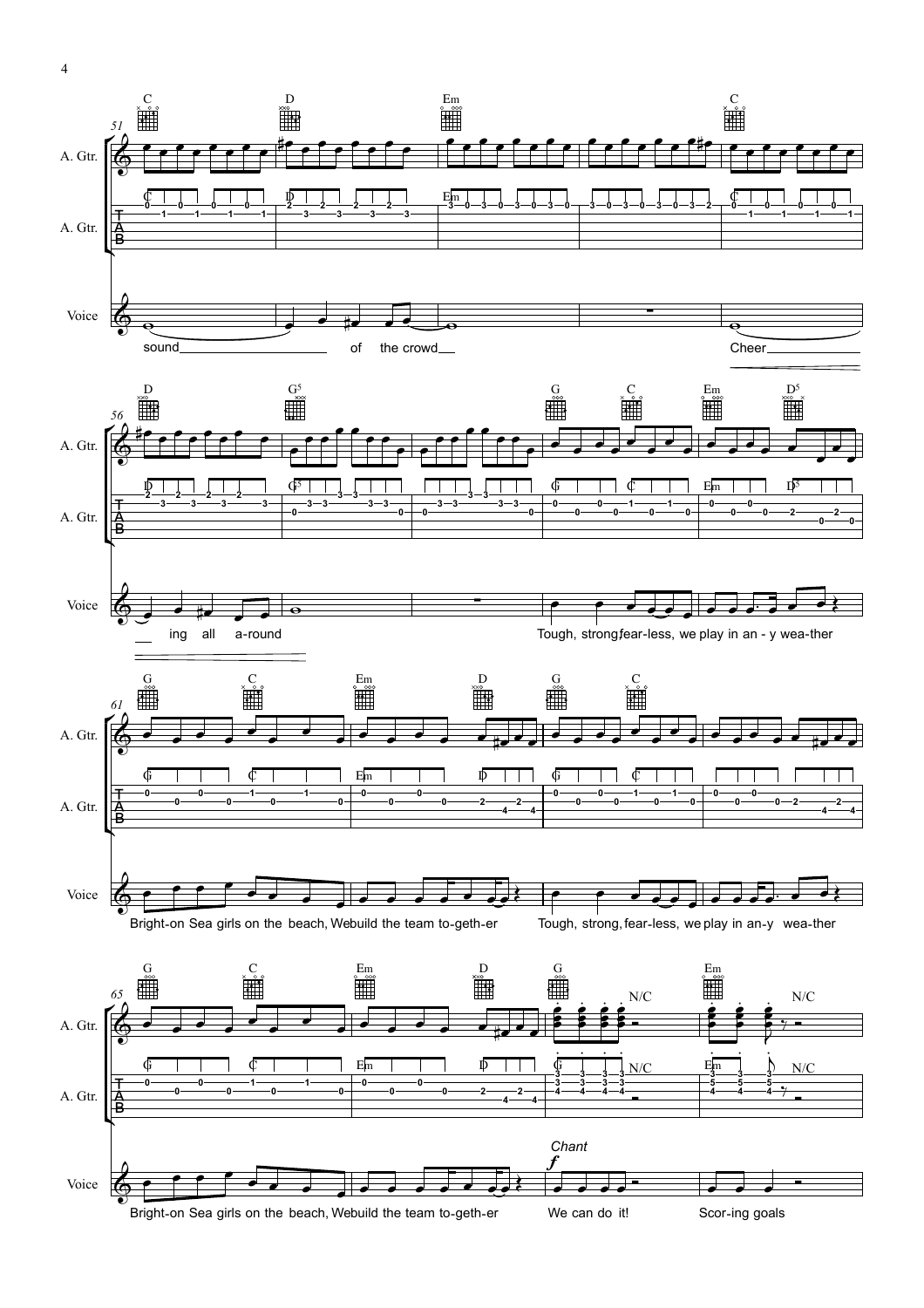sound of the crowd Cheer ing all a-round

Tough, strong fear-less, we play in an - y wea-ther

Bright-on Sea girls on the beach, We build the team to-geth-er

Tough, strong, fear-less, we play in an-y wea-ther

Bright-on Sea girls on the beach, We build the team to-geth-er

*Chant*

We can do it! Scor-ing goals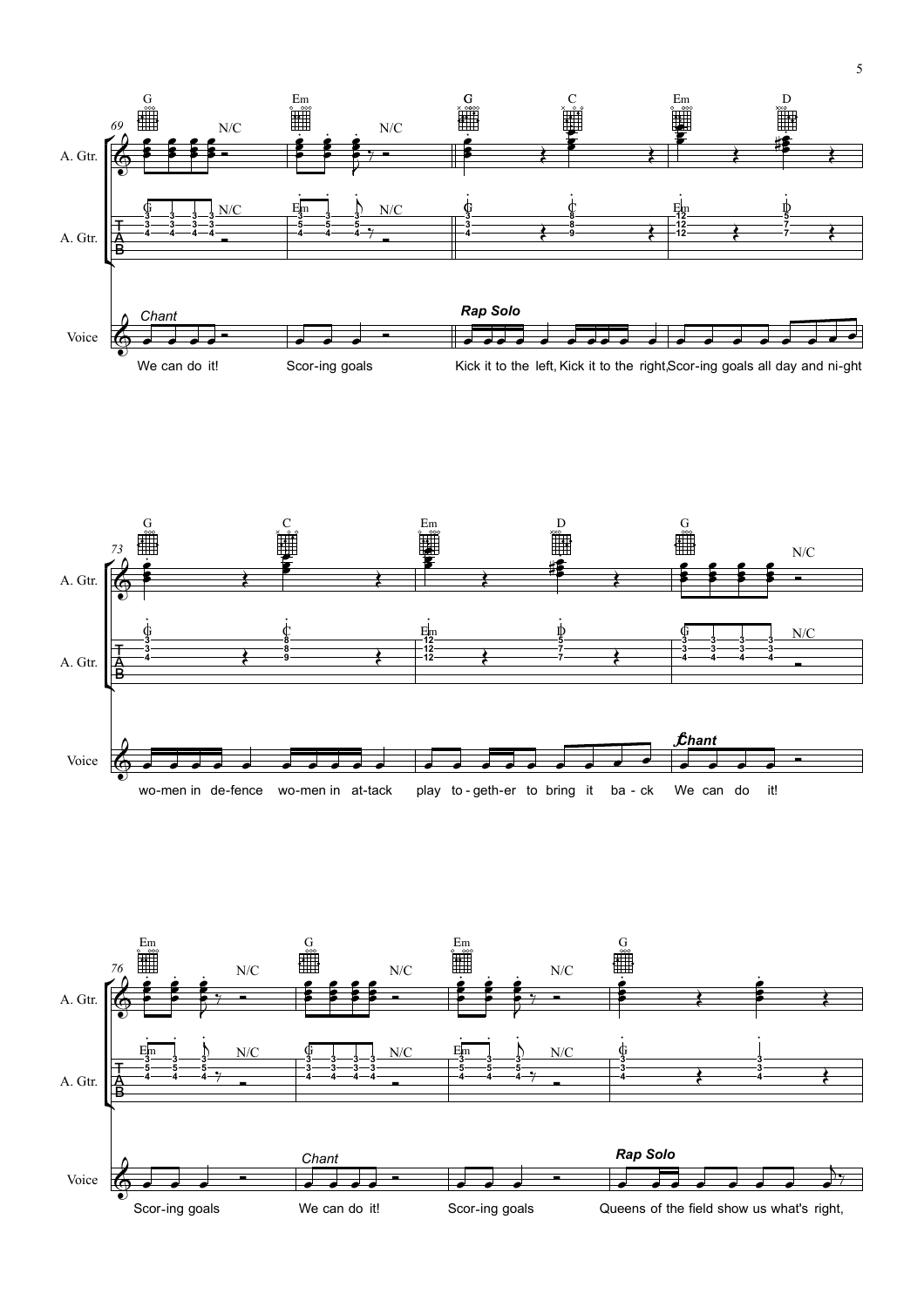Chant

We can do it! Scor-ing goals

Rap Solo

Kick it to the left, Kick it to the right, Scor-ing goals all day and ni-ght

wo-men in de-fence wo-men in at-tack play to-geth-er to bring it ba-ck

Chant

We can do it!

Scor-ing goals

Chant

We can do it!

Scor-ing goals

Rap Solo

Queens of the field show us what's right,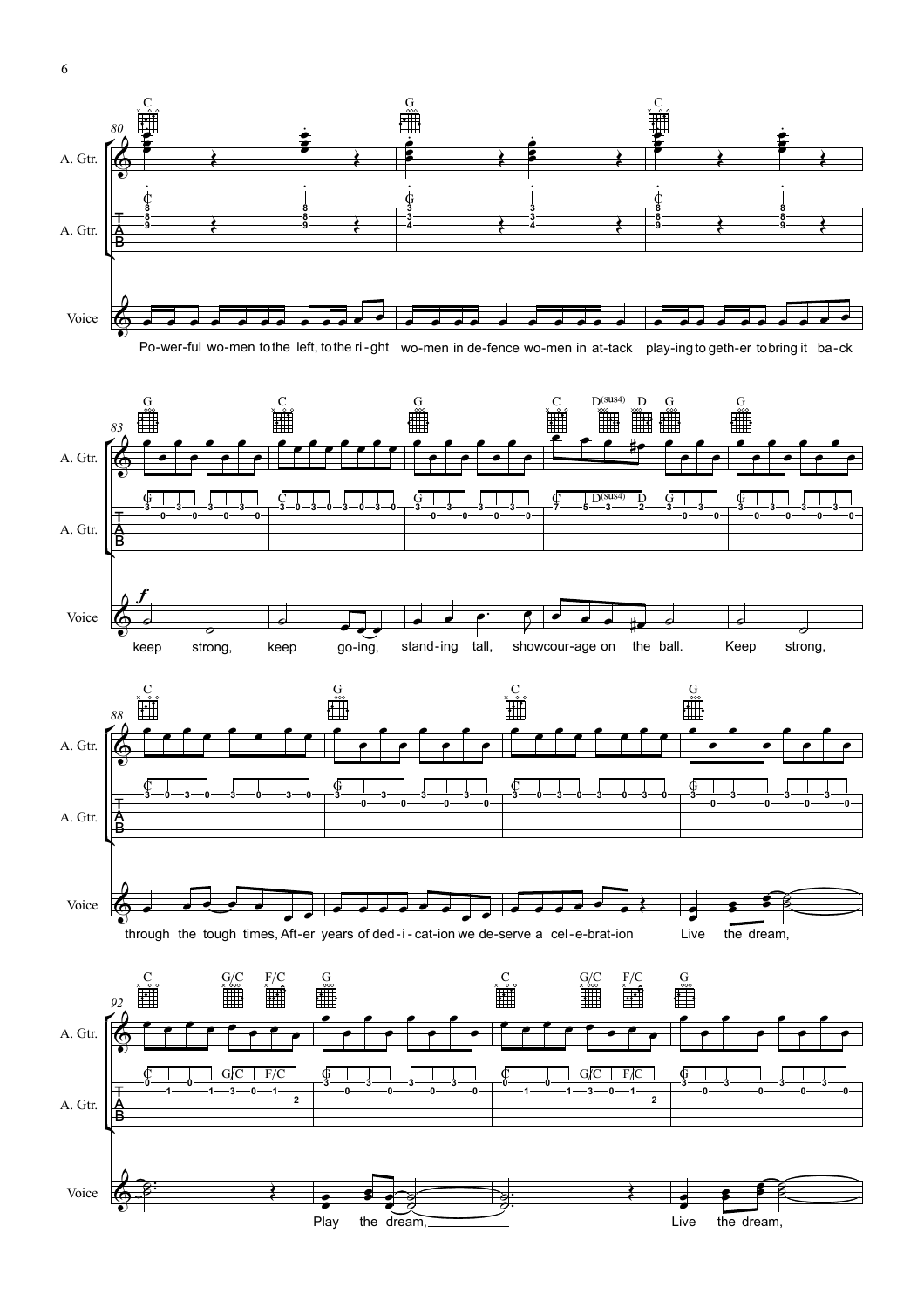A. Gtr.

A. Gtr.

Voice

Po-wer-ful wo-men to the left, to the ri-ght wo-men in de-fence wo-men in at-tack play-ing to geth-er to bring it ba-ck

keep strong, keep go-ing, stand-ing tall, show cour-age on the ball. Keep strong,

through the tough times, Aft-er years of ded-i-cat-ion we de-serve a cel-e-brat-ion Live the dream,

Play the dream, Live the dream,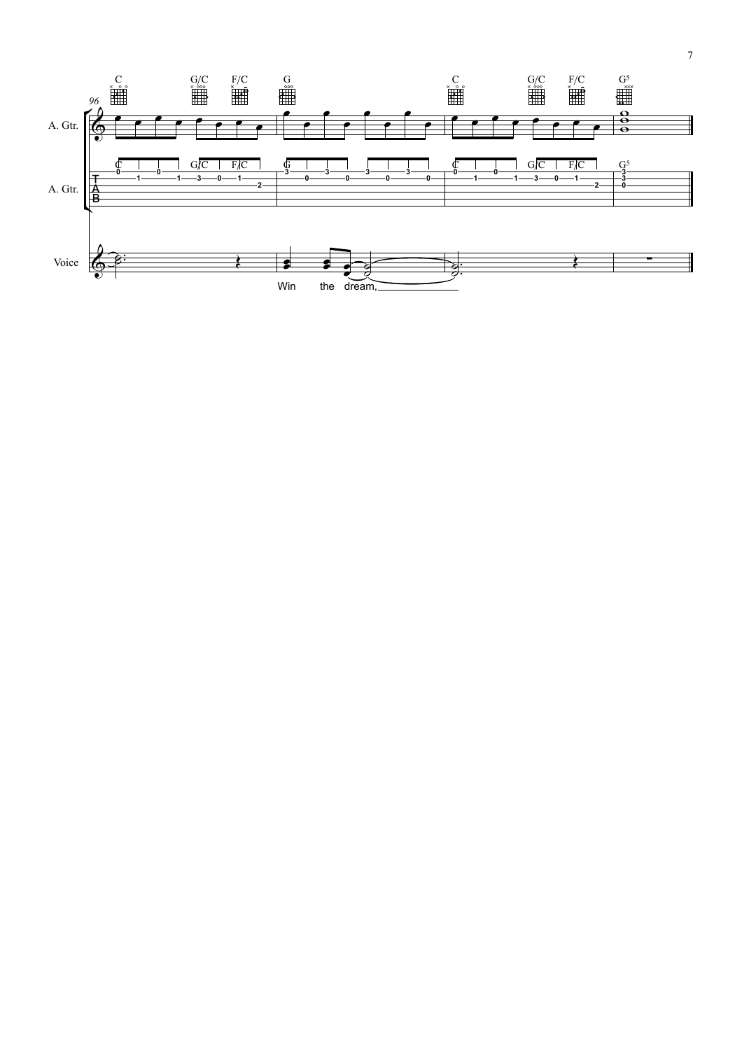A. Gtr.

A. Gtr.

Voice

C G/C F/C G C G/C F/C G5

Win the dream,